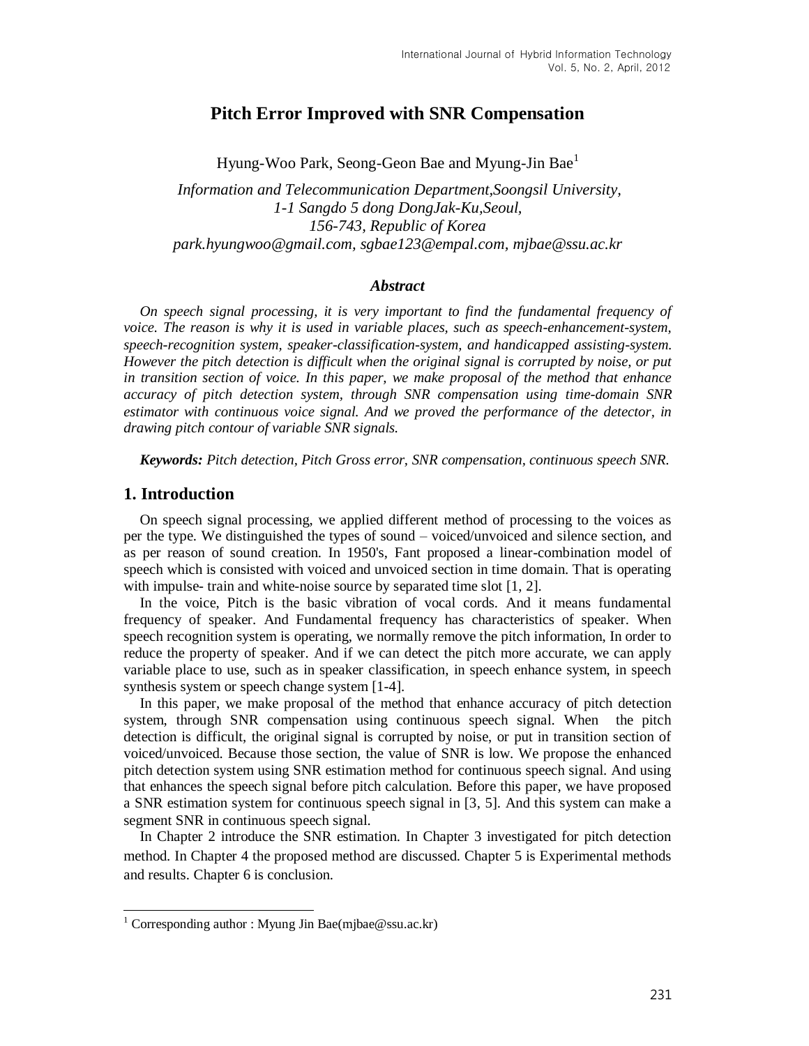# Pitch Error Improved with SNR Compensation

Hyung-Woo Park, Seong-Geon Bae and Myung-Jin Bae[1]

*Information and Telecommunication Department,Soongsil University, 1-1 Sangdo 5 dong DongJak-Ku,Seoul, 156-743, Republic of Korea*
*park.hyungwoo@gmail.com, sgbae123@empal.com, mjbae@ssu.ac.kr*

### *Abstract*

*On speech signal processing, it is very important to find the fundamental frequency of voice. The reason is why it is used in variable places, such as speech-enhancement-system, speech-recognition system, speaker-classification-system, and handicapped assisting-system. However the pitch detection is difficult when the original signal is corrupted by noise, or put in transition section of voice. In this paper, we make proposal of the method that enhance accuracy of pitch detection system, through SNR compensation using time-domain SNR estimator with continuous voice signal. And we proved the performance of the detector, in drawing pitch contour of variable SNR signals.*

***Keywords:*** *Pitch detection, Pitch Gross error, SNR compensation, continuous speech SNR.*

## 1. Introduction

On speech signal processing, we applied different method of processing to the voices as per the type. We distinguished the types of sound – voiced/unvoiced and silence section, and as per reason of sound creation. In 1950's, Fant proposed a linear-combination model of speech which is consisted with voiced and unvoiced section in time domain. That is operating with impulse- train and white-noise source by separated time slot [1, 2].

In the voice, Pitch is the basic vibration of vocal cords. And it means fundamental frequency of speaker. And Fundamental frequency has characteristics of speaker. When speech recognition system is operating, we normally remove the pitch information, In order to reduce the property of speaker. And if we can detect the pitch more accurate, we can apply variable place to use, such as in speaker classification, in speech enhance system, in speech synthesis system or speech change system [1-4].

In this paper, we make proposal of the method that enhance accuracy of pitch detection system, through SNR compensation using continuous speech signal. When the pitch detection is difficult, the original signal is corrupted by noise, or put in transition section of voiced/unvoiced. Because those section, the value of SNR is low. We propose the enhanced pitch detection system using SNR estimation method for continuous speech signal. And using that enhances the speech signal before pitch calculation. Before this paper, we have proposed a SNR estimation system for continuous speech signal in [3, 5]. And this system can make a segment SNR in continuous speech signal.

In Chapter 2 introduce the SNR estimation. In Chapter 3 investigated for pitch detection method. In Chapter 4 the proposed method are discussed. Chapter 5 is Experimental methods and results. Chapter 6 is conclusion.

---

[1] Corresponding author : Myung Jin Bae(mjbae@ssu.ac.kr)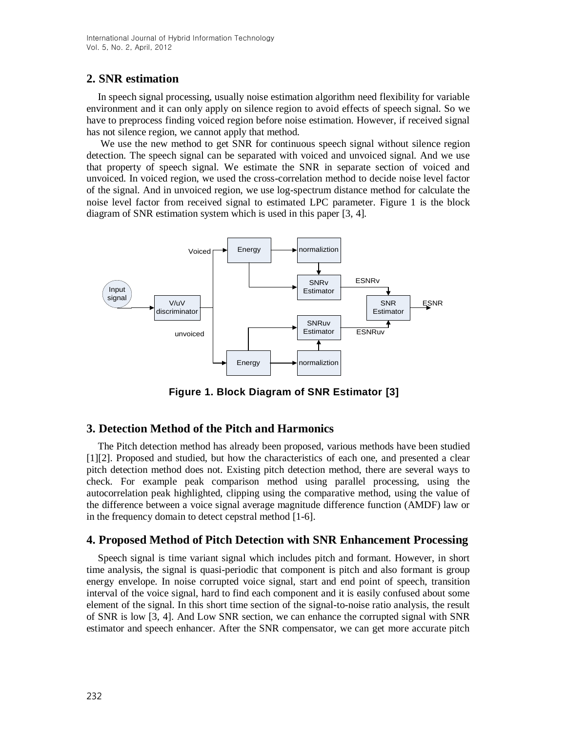## 2. SNR estimation

In speech signal processing, usually noise estimation algorithm need flexibility for variable environment and it can only apply on silence region to avoid effects of speech signal. So we have to preprocess finding voiced region before noise estimation. However, if received signal has not silence region, we cannot apply that method.

We use the new method to get SNR for continuous speech signal without silence region detection. The speech signal can be separated with voiced and unvoiced signal. And we use that property of speech signal. We estimate the SNR in separate section of voiced and unvoiced. In voiced region, we used the cross-correlation method to decide noise level factor of the signal. And in unvoiced region, we use log-spectrum distance method for calculate the noise level factor from received signal to estimated LPC parameter. Figure 1 is the block diagram of SNR estimation system which is used in this paper [3, 4].

**Figure 1. Block Diagram of SNR Estimator [3]**

## 3. Detection Method of the Pitch and Harmonics

The Pitch detection method has already been proposed, various methods have been studied [1][2]. Proposed and studied, but how the characteristics of each one, and presented a clear pitch detection method does not. Existing pitch detection method, there are several ways to check. For example peak comparison method using parallel processing, using the autocorrelation peak highlighted, clipping using the comparative method, using the value of the difference between a voice signal average magnitude difference function (AMDF) law or in the frequency domain to detect cepstral method [1-6].

## 4. Proposed Method of Pitch Detection with SNR Enhancement Processing

Speech signal is time variant signal which includes pitch and formant. However, in short time analysis, the signal is quasi-periodic that component is pitch and also formant is group energy envelope. In noise corrupted voice signal, start and end point of speech, transition interval of the voice signal, hard to find each component and it is easily confused about some element of the signal. In this short time section of the signal-to-noise ratio analysis, the result of SNR is low [3, 4]. And Low SNR section, we can enhance the corrupted signal with SNR estimator and speech enhancer. After the SNR compensator, we can get more accurate pitch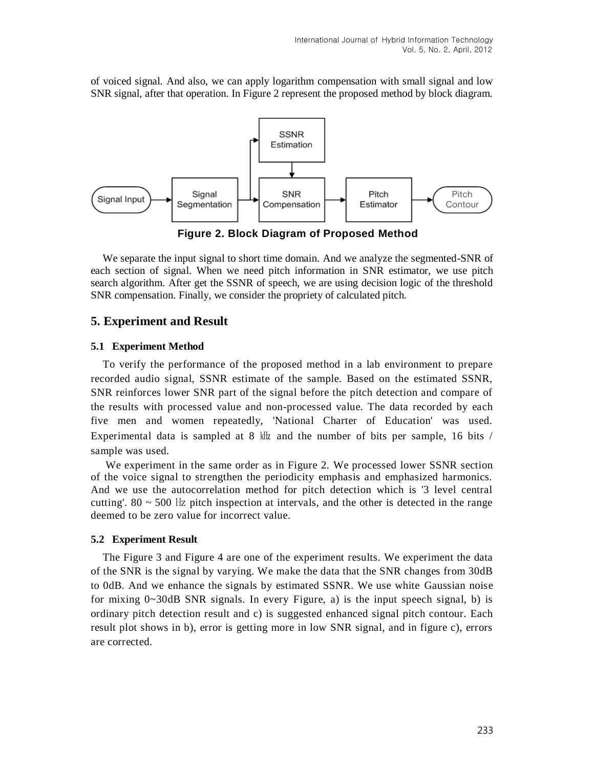of voiced signal. And also, we can apply logarithm compensation with small signal and low SNR signal, after that operation. In Figure 2 represent the proposed method by block diagram.

**Figure 2. Block Diagram of Proposed Method**

We separate the input signal to short time domain. And we analyze the segmented-SNR of each section of signal. When we need pitch information in SNR estimator, we use pitch search algorithm. After get the SSNR of speech, we are using decision logic of the threshold SNR compensation. Finally, we consider the propriety of calculated pitch.

## 5. Experiment and Result

### 5.1 Experiment Method

To verify the performance of the proposed method in a lab environment to prepare recorded audio signal, SSNR estimate of the sample. Based on the estimated SSNR, SNR reinforces lower SNR part of the signal before the pitch detection and compare of the results with processed value and non-processed value. The data recorded by each five men and women repeatedly, 'National Charter of Education' was used. Experimental data is sampled at 8 ㎑ and the number of bits per sample, 16 bits / sample was used.

We experiment in the same order as in Figure 2. We processed lower SSNR section of the voice signal to strengthen the periodicity emphasis and emphasized harmonics. And we use the autocorrelation method for pitch detection which is '3 level central cutting'. 80 ~ 500 ㎐ pitch inspection at intervals, and the other is detected in the range deemed to be zero value for incorrect value.

### 5.2 Experiment Result

The Figure 3 and Figure 4 are one of the experiment results. We experiment the data of the SNR is the signal by varying. We make the data that the SNR changes from 30dB to 0dB. And we enhance the signals by estimated SSNR. We use white Gaussian noise for mixing 0~30dB SNR signals. In every Figure, a) is the input speech signal, b) is ordinary pitch detection result and c) is suggested enhanced signal pitch contour. Each result plot shows in b), error is getting more in low SNR signal, and in figure c), errors are corrected.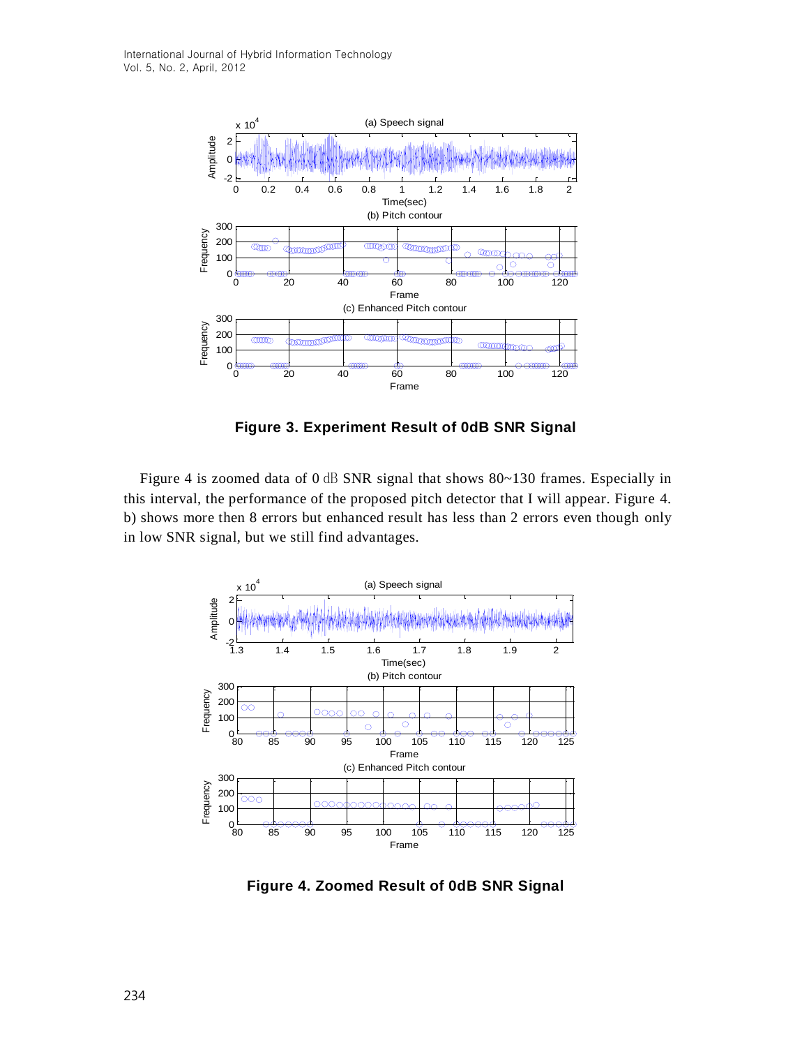**Figure 3. Experiment Result of 0dB SNR Signal**

Figure 4 is zoomed data of 0 ㏈ SNR signal that shows 80~130 frames. Especially in this interval, the performance of the proposed pitch detector that I will appear. Figure 4. b) shows more then 8 errors but enhanced result has less than 2 errors even though only in low SNR signal, but we still find advantages.

**Figure 4. Zoomed Result of 0dB SNR Signal**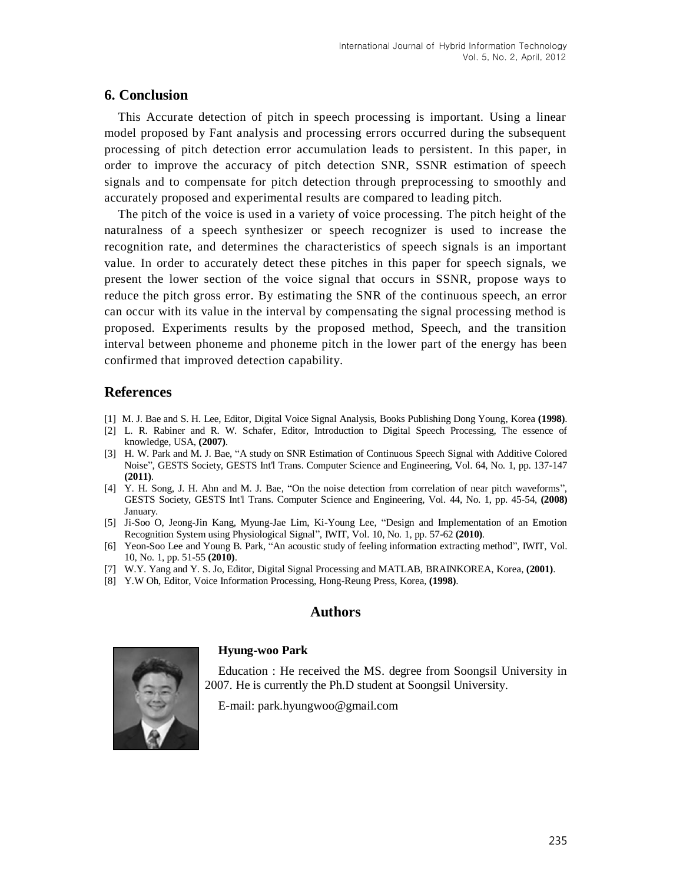## 6. Conclusion

This Accurate detection of pitch in speech processing is important. Using a linear model proposed by Fant analysis and processing errors occurred during the subsequent processing of pitch detection error accumulation leads to persistent. In this paper, in order to improve the accuracy of pitch detection SNR, SSNR estimation of speech signals and to compensate for pitch detection through preprocessing to smoothly and accurately proposed and experimental results are compared to leading pitch.

The pitch of the voice is used in a variety of voice processing. The pitch height of the naturalness of a speech synthesizer or speech recognizer is used to increase the recognition rate, and determines the characteristics of speech signals is an important value. In order to accurately detect these pitches in this paper for speech signals, we present the lower section of the voice signal that occurs in SSNR, propose ways to reduce the pitch gross error. By estimating the SNR of the continuous speech, an error can occur with its value in the interval by compensating the signal processing method is proposed. Experiments results by the proposed method, Speech, and the transition interval between phoneme and phoneme pitch in the lower part of the energy has been confirmed that improved detection capability.

## References

[1] M. J. Bae and S. H. Lee, Editor, Digital Voice Signal Analysis, Books Publishing Dong Young, Korea **(1998)**.

[2] L. R. Rabiner and R. W. Schafer, Editor, Introduction to Digital Speech Processing, The essence of knowledge, USA, **(2007)**.

[3] H. W. Park and M. J. Bae, "A study on SNR Estimation of Continuous Speech Signal with Additive Colored Noise", GESTS Society, GESTS Int'l Trans. Computer Science and Engineering, Vol. 64, No. 1, pp. 137-147 **(2011)**.

[4] Y. H. Song, J. H. Ahn and M. J. Bae, "On the noise detection from correlation of near pitch waveforms", GESTS Society, GESTS Int'l Trans. Computer Science and Engineering, Vol. 44, No. 1, pp. 45-54, **(2008)** January.

[5] Ji-Soo O, Jeong-Jin Kang, Myung-Jae Lim, Ki-Young Lee, "Design and Implementation of an Emotion Recognition System using Physiological Signal", IWIT, Vol. 10, No. 1, pp. 57-62 **(2010)**.

[6] Yeon-Soo Lee and Young B. Park, "An acoustic study of feeling information extracting method", IWIT, Vol. 10, No. 1, pp. 51-55 **(2010)**.

[7] W.Y. Yang and Y. S. Jo, Editor, Digital Signal Processing and MATLAB, BRAINKOREA, Korea, **(2001)**.

[8] Y.W Oh, Editor, Voice Information Processing, Hong-Reung Press, Korea, **(1998)**.

## Authors

**Hyung-woo Park**

Education : He received the MS. degree from Soongsil University in 2007. He is currently the Ph.D student at Soongsil University.

E-mail: park.hyungwoo@gmail.com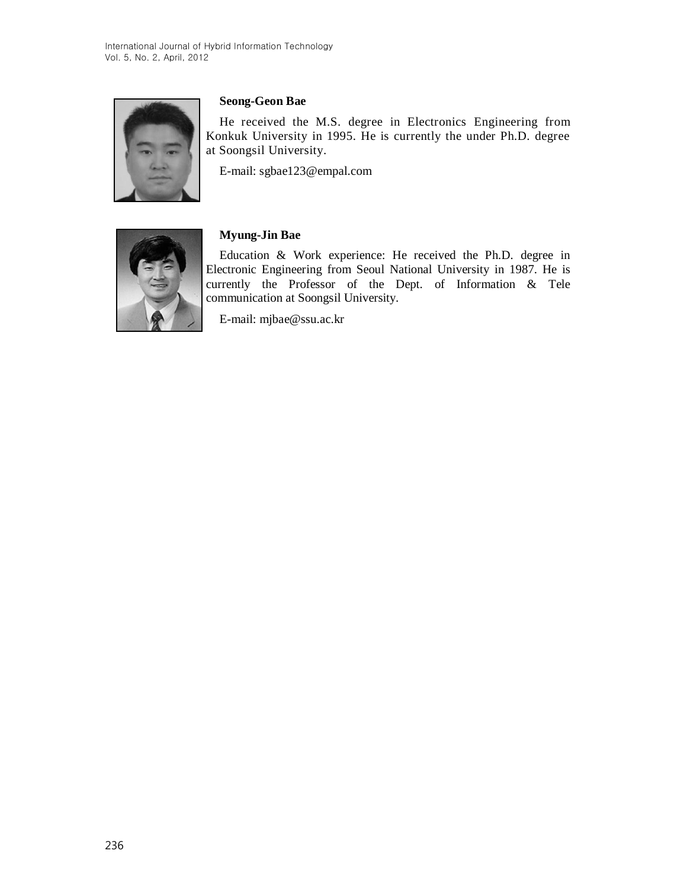**Seong-Geon Bae**

He received the M.S. degree in Electronics Engineering from Konkuk University in 1995. He is currently the under Ph.D. degree at Soongsil University.

E-mail: sgbae123@empal.com

**Myung-Jin Bae**

Education & Work experience: He received the Ph.D. degree in Electronic Engineering from Seoul National University in 1987. He is currently the Professor of the Dept. of Information & Tele communication at Soongsil University.

E-mail: mjbae@ssu.ac.kr